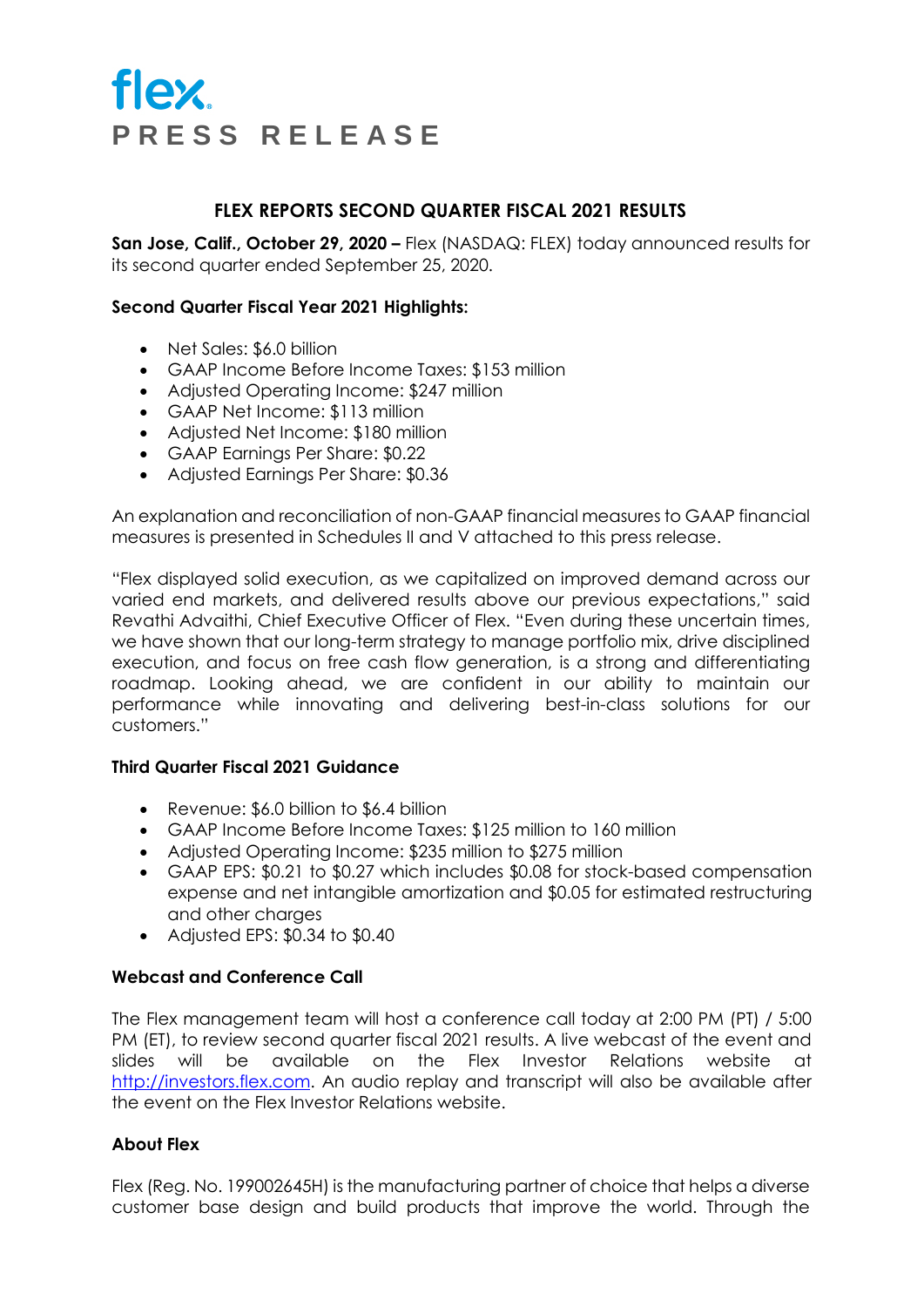flex

**PRESS RELEASE**

# FLEX REPORTS SECOND QUARTER FISCAL 2021 RESULTS

**San Jose, Calif., October 29, 2020 –** Flex (NASDAQ: FLEX) today announced results for its second quarter ended September 25, 2020.

**Second Quarter Fiscal Year 2021 Highlights:**

- Net Sales: $6.0 billion
- GAAP Income Before Income Taxes: $153 million
- Adjusted Operating Income: $247 million
- GAAP Net Income: $113 million
- Adjusted Net Income: $180 million
- GAAP Earnings Per Share: $0.22
- Adjusted Earnings Per Share: $0.36

An explanation and reconciliation of non-GAAP financial measures to GAAP financial measures is presented in Schedules II and V attached to this press release.

"Flex displayed solid execution, as we capitalized on improved demand across our varied end markets, and delivered results above our previous expectations," said Revathi Advaithi, Chief Executive Officer of Flex. "Even during these uncertain times, we have shown that our long-term strategy to manage portfolio mix, drive disciplined execution, and focus on free cash flow generation, is a strong and differentiating roadmap. Looking ahead, we are confident in our ability to maintain our performance while innovating and delivering best-in-class solutions for our customers."

**Third Quarter Fiscal 2021 Guidance**

- Revenue: $6.0 billion to $6.4 billion
- GAAP Income Before Income Taxes: $125 million to 160 million
- Adjusted Operating Income: $235 million to $275 million
- GAAP EPS: $0.21 to $0.27 which includes $0.08 for stock-based compensation expense and net intangible amortization and $0.05 for estimated restructuring and other charges
- Adjusted EPS: $0.34 to $0.40

**Webcast and Conference Call**

The Flex management team will host a conference call today at 2:00 PM (PT) / 5:00 PM (ET), to review second quarter fiscal 2021 results. A live webcast of the event and slides will be available on the Flex Investor Relations website at http://investors.flex.com. An audio replay and transcript will also be available after the event on the Flex Investor Relations website.

**About Flex**

Flex (Reg. No. 199002645H) is the manufacturing partner of choice that helps a diverse customer base design and build products that improve the world. Through the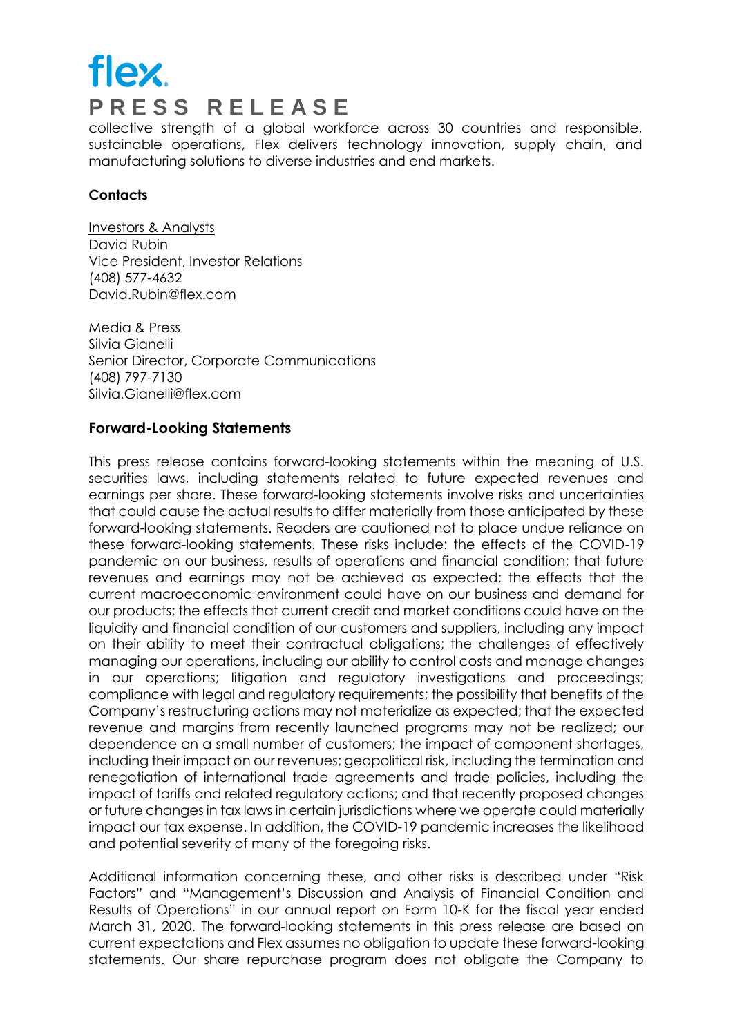collective strength of a global workforce across 30 countries and responsible, sustainable operations, Flex delivers technology innovation, supply chain, and manufacturing solutions to diverse industries and end markets.

**Contacts**

Investors & Analysts
David Rubin
Vice President, Investor Relations
(408) 577-4632
David.Rubin@flex.com

Media & Press
Silvia Gianelli
Senior Director, Corporate Communications
(408) 797-7130
Silvia.Gianelli@flex.com

## Forward-Looking Statements

This press release contains forward-looking statements within the meaning of U.S. securities laws, including statements related to future expected revenues and earnings per share. These forward-looking statements involve risks and uncertainties that could cause the actual results to differ materially from those anticipated by these forward-looking statements. Readers are cautioned not to place undue reliance on these forward-looking statements. These risks include: the effects of the COVID-19 pandemic on our business, results of operations and financial condition; that future revenues and earnings may not be achieved as expected; the effects that the current macroeconomic environment could have on our business and demand for our products; the effects that current credit and market conditions could have on the liquidity and financial condition of our customers and suppliers, including any impact on their ability to meet their contractual obligations; the challenges of effectively managing our operations, including our ability to control costs and manage changes in our operations; litigation and regulatory investigations and proceedings; compliance with legal and regulatory requirements; the possibility that benefits of the Company's restructuring actions may not materialize as expected; that the expected revenue and margins from recently launched programs may not be realized; our dependence on a small number of customers; the impact of component shortages, including their impact on our revenues; geopolitical risk, including the termination and renegotiation of international trade agreements and trade policies, including the impact of tariffs and related regulatory actions; and that recently proposed changes or future changes in tax laws in certain jurisdictions where we operate could materially impact our tax expense. In addition, the COVID-19 pandemic increases the likelihood and potential severity of many of the foregoing risks.

Additional information concerning these, and other risks is described under "Risk Factors" and "Management's Discussion and Analysis of Financial Condition and Results of Operations" in our annual report on Form 10-K for the fiscal year ended March 31, 2020. The forward-looking statements in this press release are based on current expectations and Flex assumes no obligation to update these forward-looking statements. Our share repurchase program does not obligate the Company to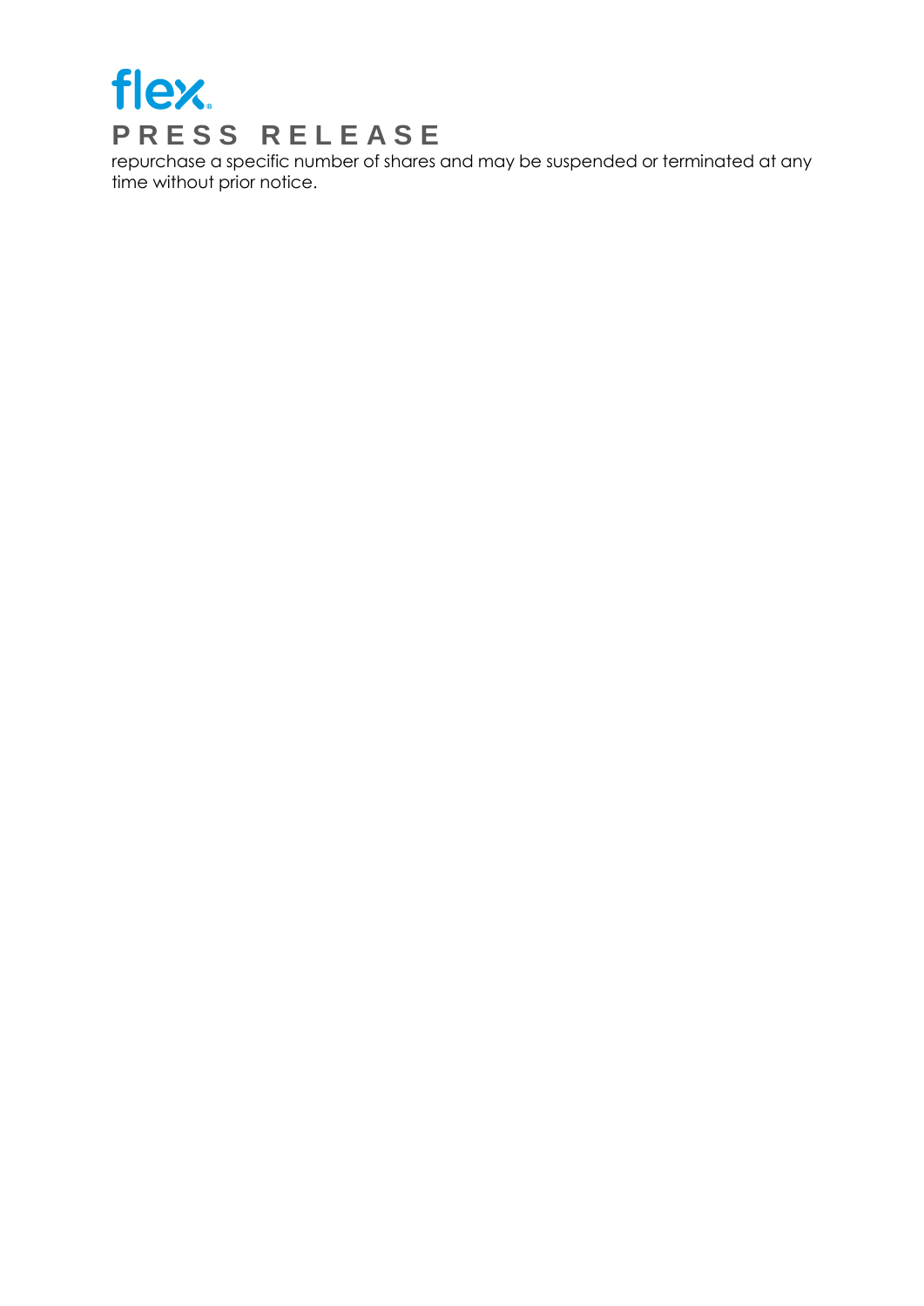repurchase a specific number of shares and may be suspended or terminated at any time without prior notice.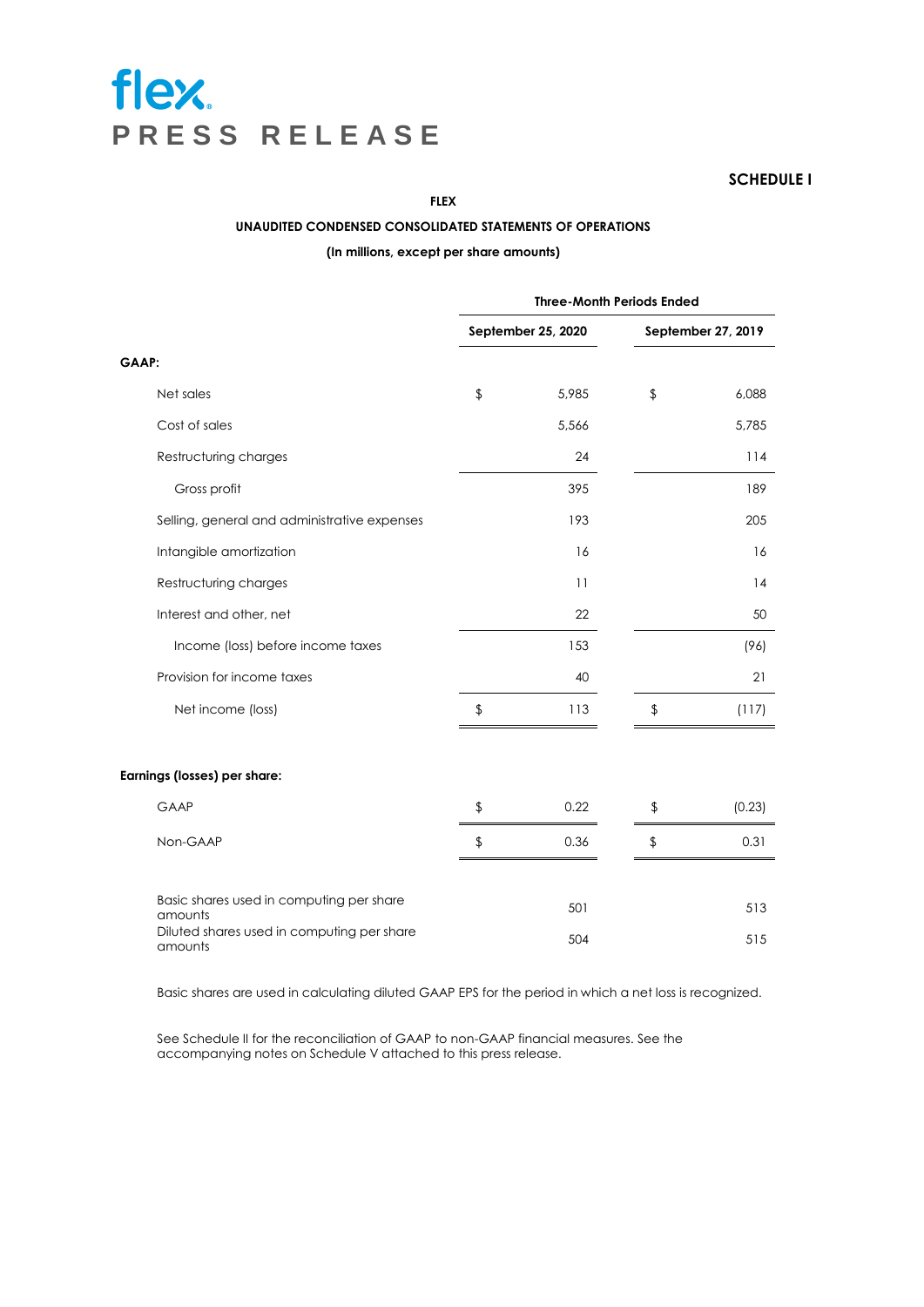# flex PRESS RELEASE

**SCHEDULE I**

**FLEX**

**UNAUDITED CONDENSED CONSOLIDATED STATEMENTS OF OPERATIONS**

**(In millions, except per share amounts)**

| | Three-Month Periods Ended | |
|---|---|---|
| | September 25, 2020 | September 27, 2019 |
| **GAAP:** | | |
| Net sales | $ 5,985 | $ 6,088 |
| Cost of sales | 5,566 | 5,785 |
| Restructuring charges | 24 | 114 |
| Gross profit | 395 | 189 |
| Selling, general and administrative expenses | 193 | 205 |
| Intangible amortization | 16 | 16 |
| Restructuring charges | 11 | 14 |
| Interest and other, net | 22 | 50 |
| Income (loss) before income taxes | 153 | (96) |
| Provision for income taxes | 40 | 21 |
| Net income (loss) | $ 113 | $ (117) |
| | | |
| **Earnings (losses) per share:** | | |
| GAAP | $ 0.22 | $ (0.23) |
| Non-GAAP | $ 0.36 | $ 0.31 |
| | | |
| Basic shares used in computing per share amounts | 501 | 513 |
| Diluted shares used in computing per share amounts | 504 | 515 |

Basic shares are used in calculating diluted GAAP EPS for the period in which a net loss is recognized.

See Schedule II for the reconciliation of GAAP to non-GAAP financial measures. See the accompanying notes on Schedule V attached to this press release.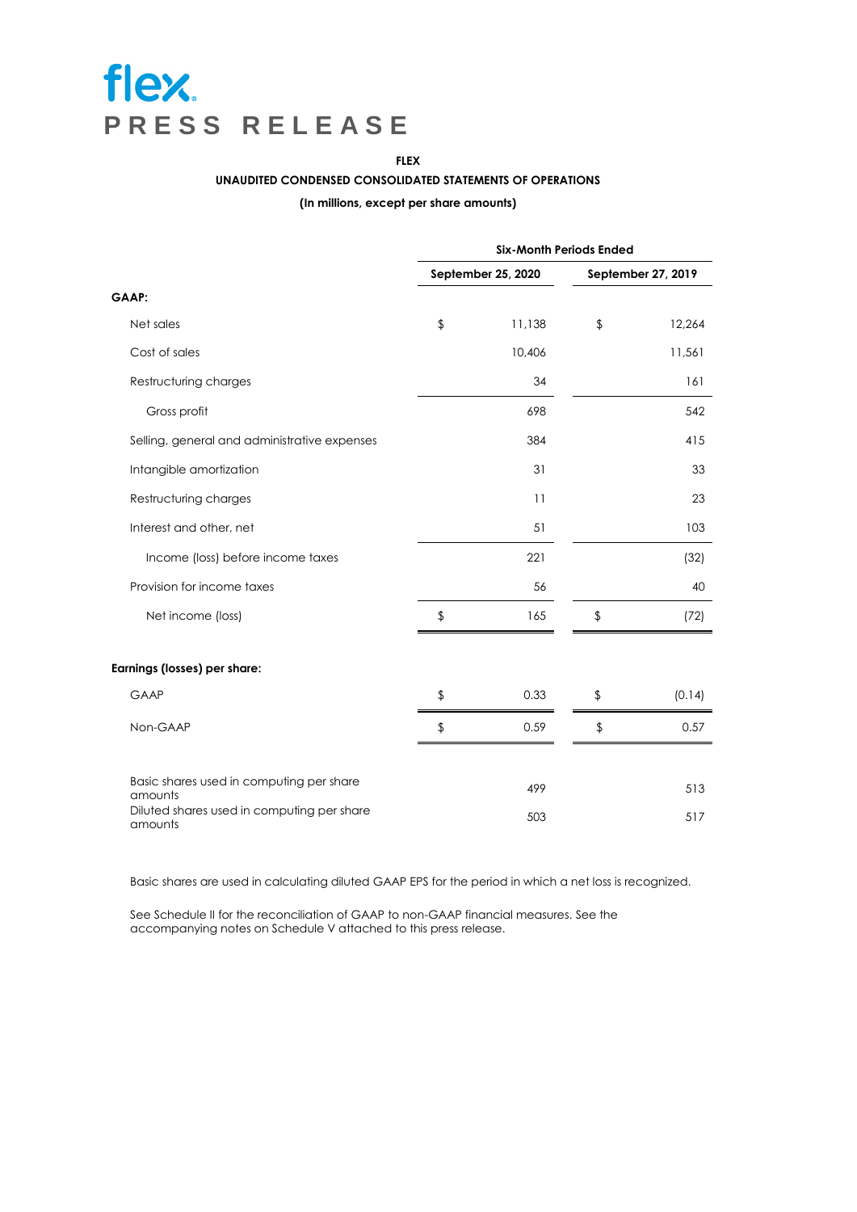# flex
## PRESS RELEASE

**FLEX**

**UNAUDITED CONDENSED CONSOLIDATED STATEMENTS OF OPERATIONS**

**(In millions, except per share amounts)**

| | Six-Month Periods Ended | |
|---|---|---|
| | September 25, 2020 | September 27, 2019 |
| **GAAP:** | | |
| Net sales | $ 11,138 | $ 12,264 |
| Cost of sales | 10,406 | 11,561 |
| Restructuring charges | 34 | 161 |
| Gross profit | 698 | 542 |
| Selling, general and administrative expenses | 384 | 415 |
| Intangible amortization | 31 | 33 |
| Restructuring charges | 11 | 23 |
| Interest and other, net | 51 | 103 |
| Income (loss) before income taxes | 221 | (32) |
| Provision for income taxes | 56 | 40 |
| Net income (loss) | $ 165 | $ (72) |
| | | |
| **Earnings (losses) per share:** | | |
| GAAP | $ 0.33 | $ (0.14) |
| Non-GAAP | $ 0.59 | $ 0.57 |
| | | |
| Basic shares used in computing per share amounts | 499 | 513 |
| Diluted shares used in computing per share amounts | 503 | 517 |

Basic shares are used in calculating diluted GAAP EPS for the period in which a net loss is recognized.

See Schedule II for the reconciliation of GAAP to non-GAAP financial measures. See the accompanying notes on Schedule V attached to this press release.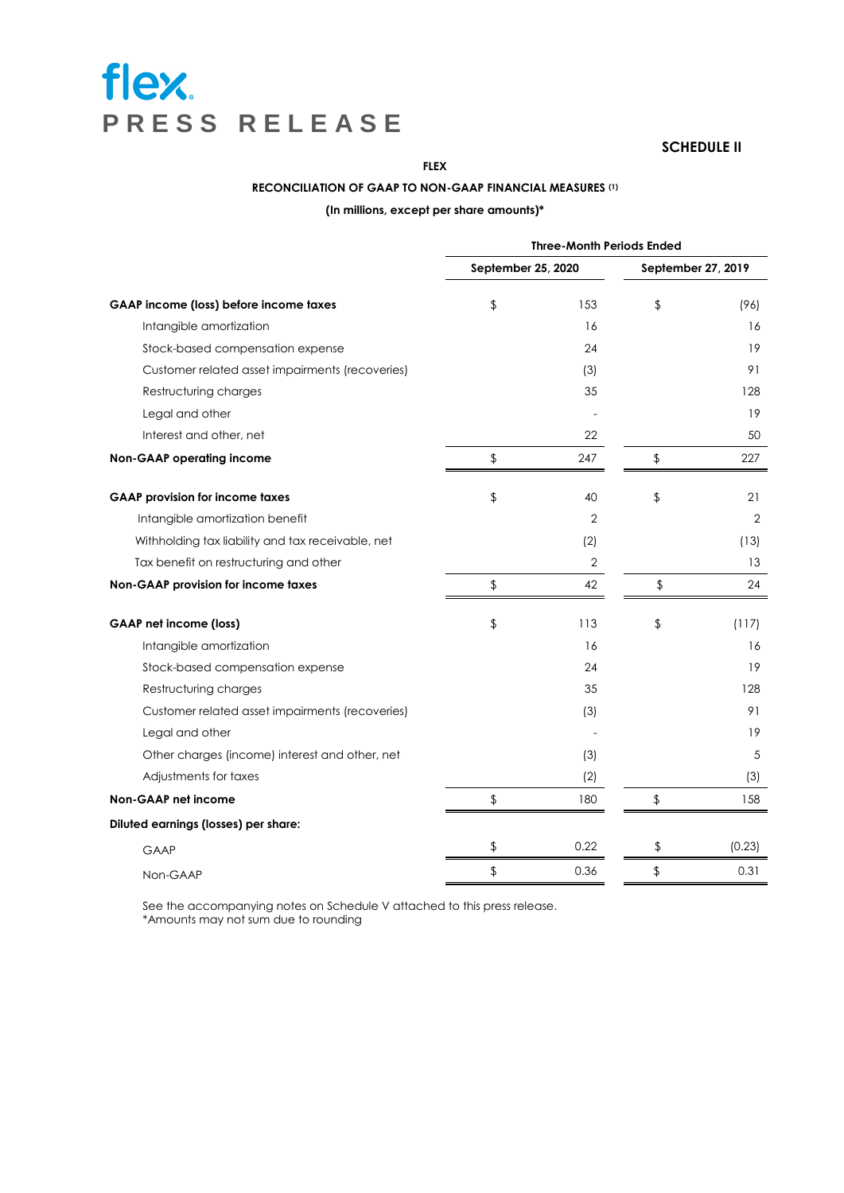**SCHEDULE II**

**FLEX**

**RECONCILIATION OF GAAP TO NON-GAAP FINANCIAL MEASURES (1)**

**(In millions, except per share amounts)***

| | Three-Month Periods Ended | |
|---|---|---|
| | September 25, 2020 | September 27, 2019 |
| **GAAP income (loss) before income taxes** | $ 153 | $ (96) |
| Intangible amortization | 16 | 16 |
| Stock-based compensation expense | 24 | 19 |
| Customer related asset impairments (recoveries) | (3) | 91 |
| Restructuring charges | 35 | 128 |
| Legal and other | - | 19 |
| Interest and other, net | 22 | 50 |
| **Non-GAAP operating income** | $ 247 | $ 227 |
| | | |
| **GAAP provision for income taxes** | $ 40 | $ 21 |
| Intangible amortization benefit | 2 | 2 |
| Withholding tax liability and tax receivable, net | (2) | (13) |
| Tax benefit on restructuring and other | 2 | 13 |
| **Non-GAAP provision for income taxes** | $ 42 | $ 24 |
| | | |
| **GAAP net income (loss)** | $ 113 | $ (117) |
| Intangible amortization | 16 | 16 |
| Stock-based compensation expense | 24 | 19 |
| Restructuring charges | 35 | 128 |
| Customer related asset impairments (recoveries) | (3) | 91 |
| Legal and other | - | 19 |
| Other charges (income) interest and other, net | (3) | 5 |
| Adjustments for taxes | (2) | (3) |
| **Non-GAAP net income** | $ 180 | $ 158 |
| **Diluted earnings (losses) per share:** | | |
| GAAP | $ 0.22 | $ (0.23) |
| Non-GAAP | $ 0.36 | $ 0.31 |

See the accompanying notes on Schedule V attached to this press release.
*Amounts may not sum due to rounding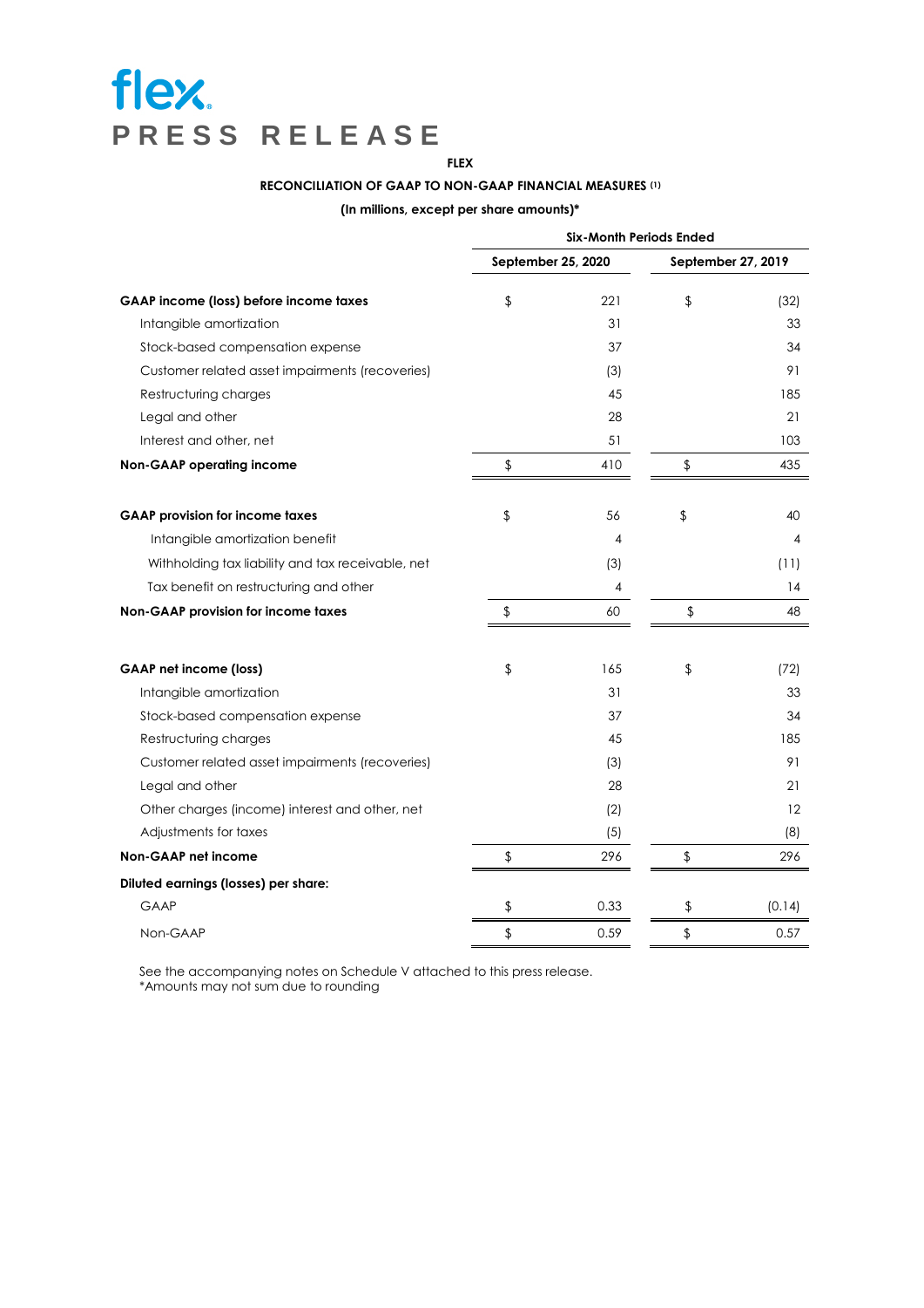flex

PRESS RELEASE

**FLEX**

**RECONCILIATION OF GAAP TO NON-GAAP FINANCIAL MEASURES (1)**

**(In millions, except per share amounts)***

| | Six-Month Periods Ended | |
|---|---|---|
| | September 25, 2020 | September 27, 2019 |
| **GAAP income (loss) before income taxes** | $ 221 | $ (32) |
| Intangible amortization | 31 | 33 |
| Stock-based compensation expense | 37 | 34 |
| Customer related asset impairments (recoveries) | (3) | 91 |
| Restructuring charges | 45 | 185 |
| Legal and other | 28 | 21 |
| Interest and other, net | 51 | 103 |
| **Non-GAAP operating income** | $ 410 | $ 435 |
| | | |
| **GAAP provision for income taxes** | $ 56 | $ 40 |
| Intangible amortization benefit | 4 | 4 |
| Withholding tax liability and tax receivable, net | (3) | (11) |
| Tax benefit on restructuring and other | 4 | 14 |
| **Non-GAAP provision for income taxes** | $ 60 | $ 48 |
| | | |
| **GAAP net income (loss)** | $ 165 | $ (72) |
| Intangible amortization | 31 | 33 |
| Stock-based compensation expense | 37 | 34 |
| Restructuring charges | 45 | 185 |
| Customer related asset impairments (recoveries) | (3) | 91 |
| Legal and other | 28 | 21 |
| Other charges (income) interest and other, net | (2) | 12 |
| Adjustments for taxes | (5) | (8) |
| **Non-GAAP net income** | $ 296 | $ 296 |
| **Diluted earnings (losses) per share:** | | |
| GAAP | $ 0.33 | $ (0.14) |
| Non-GAAP | $ 0.59 | $ 0.57 |

See the accompanying notes on Schedule V attached to this press release.
*Amounts may not sum due to rounding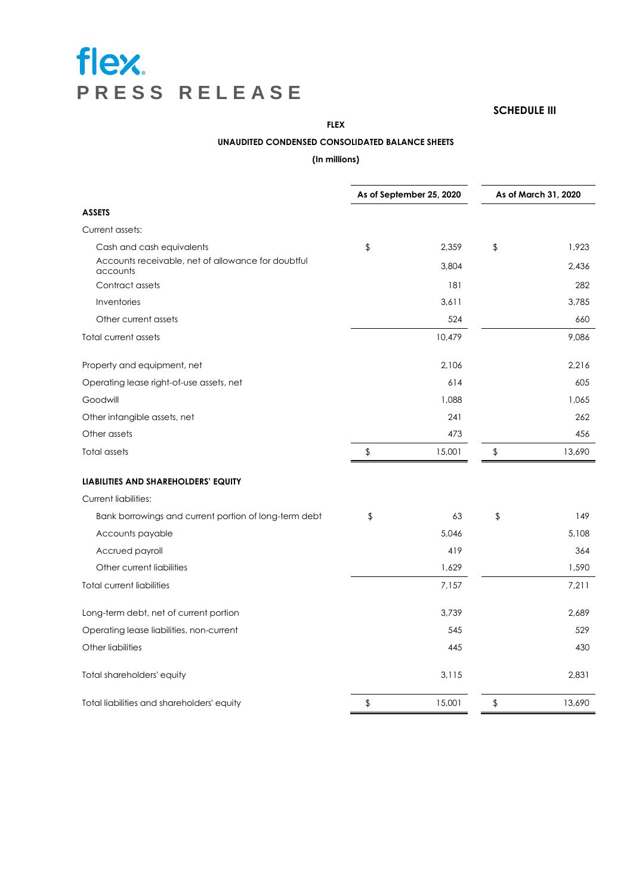flex

**PRESS RELEASE**

**SCHEDULE III**

**FLEX**

**UNAUDITED CONDENSED CONSOLIDATED BALANCE SHEETS**

**(In millions)**

| | As of September 25, 2020 | As of March 31, 2020 |
|---|---|---|
| **ASSETS** | | |
| Current assets: | | |
| Cash and cash equivalents | $ 2,359 | $ 1,923 |
| Accounts receivable, net of allowance for doubtful accounts | 3,804 | 2,436 |
| Contract assets | 181 | 282 |
| Inventories | 3,611 | 3,785 |
| Other current assets | 524 | 660 |
| Total current assets | 10,479 | 9,086 |
| Property and equipment, net | 2,106 | 2,216 |
| Operating lease right-of-use assets, net | 614 | 605 |
| Goodwill | 1,088 | 1,065 |
| Other intangible assets, net | 241 | 262 |
| Other assets | 473 | 456 |
| Total assets | $ 15,001 | $ 13,690 |
| **LIABILITIES AND SHAREHOLDERS' EQUITY** | | |
| Current liabilities: | | |
| Bank borrowings and current portion of long-term debt | $ 63 | $ 149 |
| Accounts payable | 5,046 | 5,108 |
| Accrued payroll | 419 | 364 |
| Other current liabilities | 1,629 | 1,590 |
| Total current liabilities | 7,157 | 7,211 |
| Long-term debt, net of current portion | 3,739 | 2,689 |
| Operating lease liabilities, non-current | 545 | 529 |
| Other liabilities | 445 | 430 |
| Total shareholders' equity | 3,115 | 2,831 |
| Total liabilities and shareholders' equity | $ 15,001 | $ 13,690 |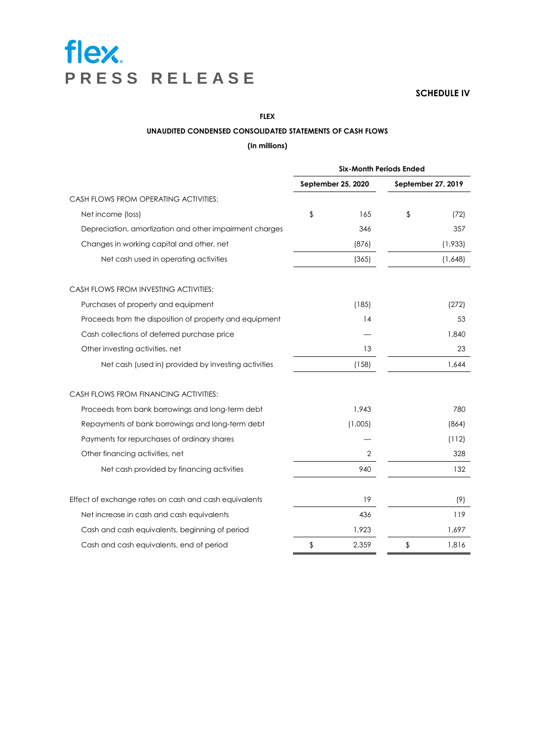**flex**
**PRESS RELEASE**

**SCHEDULE IV**

**FLEX**

**UNAUDITED CONDENSED CONSOLIDATED STATEMENTS OF CASH FLOWS**

**(In millions)**

| | Six-Month Periods Ended | |
|---|---|---|
| | September 25, 2020 | September 27, 2019 |
| CASH FLOWS FROM OPERATING ACTIVITIES: | | |
| Net income (loss) | $ 165 | $ (72) |
| Depreciation, amortization and other impairment charges | 346 | 357 |
| Changes in working capital and other, net | (876) | (1,933) |
| Net cash used in operating activities | (365) | (1,648) |
| | | |
| CASH FLOWS FROM INVESTING ACTIVITIES: | | |
| Purchases of property and equipment | (185) | (272) |
| Proceeds from the disposition of property and equipment | 14 | 53 |
| Cash collections of deferred purchase price | — | 1,840 |
| Other investing activities, net | 13 | 23 |
| Net cash (used in) provided by investing activities | (158) | 1,644 |
| | | |
| CASH FLOWS FROM FINANCING ACTIVITIES: | | |
| Proceeds from bank borrowings and long-term debt | 1,943 | 780 |
| Repayments of bank borrowings and long-term debt | (1,005) | (864) |
| Payments for repurchases of ordinary shares | — | (112) |
| Other financing activities, net | 2 | 328 |
| Net cash provided by financing activities | 940 | 132 |
| | | |
| Effect of exchange rates on cash and cash equivalents | 19 | (9) |
| Net increase in cash and cash equivalents | 436 | 119 |
| Cash and cash equivalents, beginning of period | 1,923 | 1,697 |
| Cash and cash equivalents, end of period | $ 2,359 | $ 1,816 |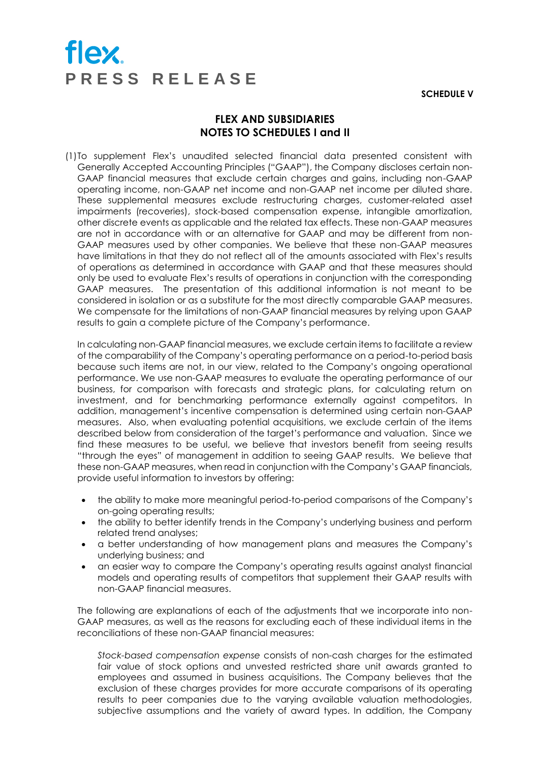flex.

**PRESS RELEASE**

**SCHEDULE V**

## FLEX AND SUBSIDIARIES
## NOTES TO SCHEDULES I and II

(1) To supplement Flex's unaudited selected financial data presented consistent with Generally Accepted Accounting Principles ("GAAP"), the Company discloses certain non-GAAP financial measures that exclude certain charges and gains, including non-GAAP operating income, non-GAAP net income and non-GAAP net income per diluted share. These supplemental measures exclude restructuring charges, customer-related asset impairments (recoveries), stock-based compensation expense, intangible amortization, other discrete events as applicable and the related tax effects. These non-GAAP measures are not in accordance with or an alternative for GAAP and may be different from non-GAAP measures used by other companies. We believe that these non-GAAP measures have limitations in that they do not reflect all of the amounts associated with Flex's results of operations as determined in accordance with GAAP and that these measures should only be used to evaluate Flex's results of operations in conjunction with the corresponding GAAP measures. The presentation of this additional information is not meant to be considered in isolation or as a substitute for the most directly comparable GAAP measures. We compensate for the limitations of non-GAAP financial measures by relying upon GAAP results to gain a complete picture of the Company's performance.

In calculating non-GAAP financial measures, we exclude certain items to facilitate a review of the comparability of the Company's operating performance on a period-to-period basis because such items are not, in our view, related to the Company's ongoing operational performance. We use non-GAAP measures to evaluate the operating performance of our business, for comparison with forecasts and strategic plans, for calculating return on investment, and for benchmarking performance externally against competitors. In addition, management's incentive compensation is determined using certain non-GAAP measures. Also, when evaluating potential acquisitions, we exclude certain of the items described below from consideration of the target's performance and valuation. Since we find these measures to be useful, we believe that investors benefit from seeing results "through the eyes" of management in addition to seeing GAAP results. We believe that these non-GAAP measures, when read in conjunction with the Company's GAAP financials, provide useful information to investors by offering:

- the ability to make more meaningful period-to-period comparisons of the Company's on-going operating results;
- the ability to better identify trends in the Company's underlying business and perform related trend analyses;
- a better understanding of how management plans and measures the Company's underlying business; and
- an easier way to compare the Company's operating results against analyst financial models and operating results of competitors that supplement their GAAP results with non-GAAP financial measures.

The following are explanations of each of the adjustments that we incorporate into non-GAAP measures, as well as the reasons for excluding each of these individual items in the reconciliations of these non-GAAP financial measures:

*Stock-based compensation expense* consists of non-cash charges for the estimated fair value of stock options and unvested restricted share unit awards granted to employees and assumed in business acquisitions. The Company believes that the exclusion of these charges provides for more accurate comparisons of its operating results to peer companies due to the varying available valuation methodologies, subjective assumptions and the variety of award types. In addition, the Company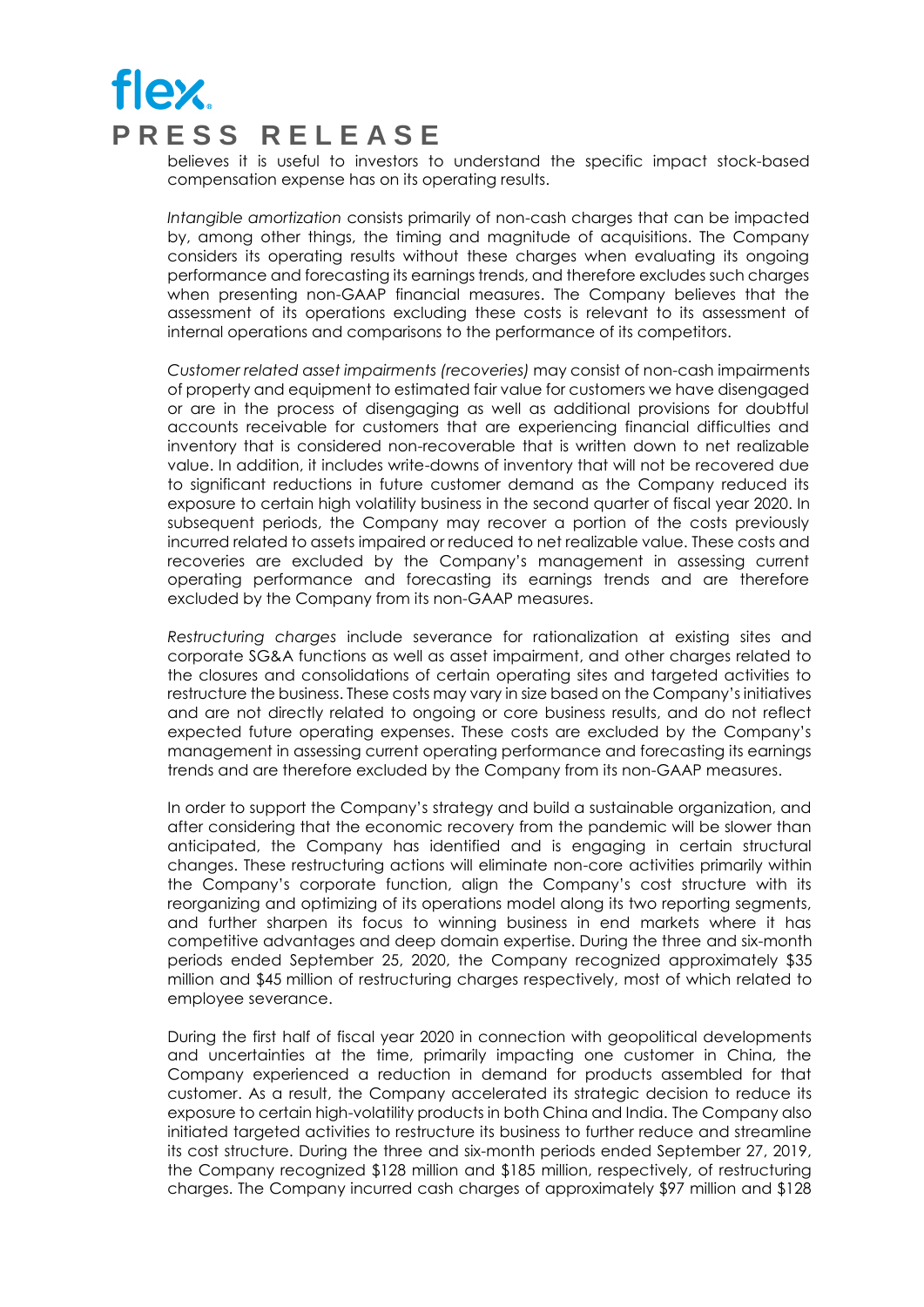believes it is useful to investors to understand the specific impact stock-based compensation expense has on its operating results.

*Intangible amortization* consists primarily of non-cash charges that can be impacted by, among other things, the timing and magnitude of acquisitions. The Company considers its operating results without these charges when evaluating its ongoing performance and forecasting its earnings trends, and therefore excludes such charges when presenting non-GAAP financial measures. The Company believes that the assessment of its operations excluding these costs is relevant to its assessment of internal operations and comparisons to the performance of its competitors.

*Customer related asset impairments (recoveries)* may consist of non-cash impairments of property and equipment to estimated fair value for customers we have disengaged or are in the process of disengaging as well as additional provisions for doubtful accounts receivable for customers that are experiencing financial difficulties and inventory that is considered non-recoverable that is written down to net realizable value. In addition, it includes write-downs of inventory that will not be recovered due to significant reductions in future customer demand as the Company reduced its exposure to certain high volatility business in the second quarter of fiscal year 2020. In subsequent periods, the Company may recover a portion of the costs previously incurred related to assets impaired or reduced to net realizable value. These costs and recoveries are excluded by the Company's management in assessing current operating performance and forecasting its earnings trends and are therefore excluded by the Company from its non-GAAP measures.

*Restructuring charges* include severance for rationalization at existing sites and corporate SG&A functions as well as asset impairment, and other charges related to the closures and consolidations of certain operating sites and targeted activities to restructure the business. These costs may vary in size based on the Company's initiatives and are not directly related to ongoing or core business results, and do not reflect expected future operating expenses. These costs are excluded by the Company's management in assessing current operating performance and forecasting its earnings trends and are therefore excluded by the Company from its non-GAAP measures.

In order to support the Company's strategy and build a sustainable organization, and after considering that the economic recovery from the pandemic will be slower than anticipated, the Company has identified and is engaging in certain structural changes. These restructuring actions will eliminate non-core activities primarily within the Company's corporate function, align the Company's cost structure with its reorganizing and optimizing of its operations model along its two reporting segments, and further sharpen its focus to winning business in end markets where it has competitive advantages and deep domain expertise. During the three and six-month periods ended September 25, 2020, the Company recognized approximately $35 million and $45 million of restructuring charges respectively, most of which related to employee severance.

During the first half of fiscal year 2020 in connection with geopolitical developments and uncertainties at the time, primarily impacting one customer in China, the Company experienced a reduction in demand for products assembled for that customer. As a result, the Company accelerated its strategic decision to reduce its exposure to certain high-volatility products in both China and India. The Company also initiated targeted activities to restructure its business to further reduce and streamline its cost structure. During the three and six-month periods ended September 27, 2019, the Company recognized $128 million and $185 million, respectively, of restructuring charges. The Company incurred cash charges of approximately $97 million and $128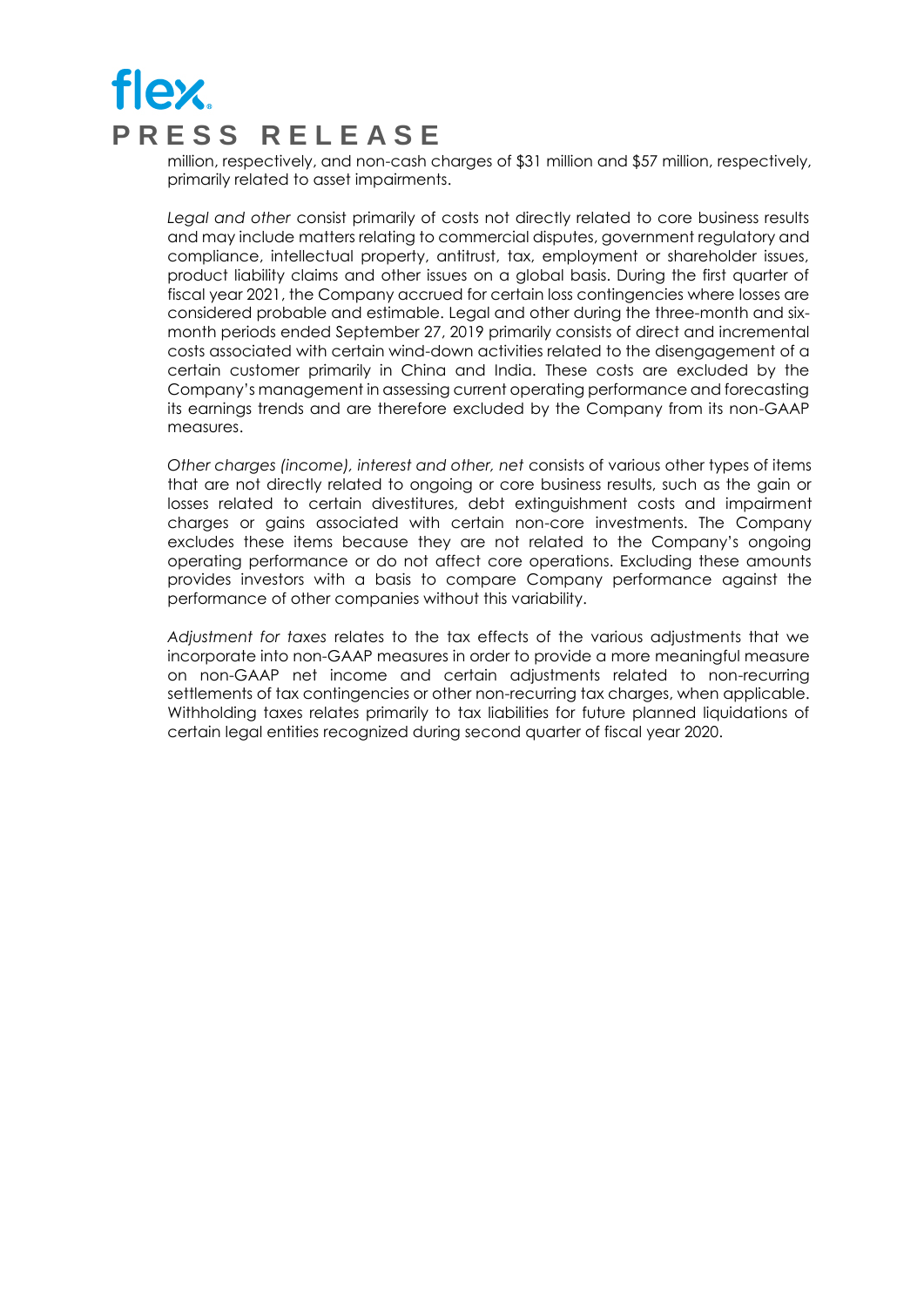million, respectively, and non-cash charges of $31 million and $57 million, respectively, primarily related to asset impairments.

*Legal and other* consist primarily of costs not directly related to core business results and may include matters relating to commercial disputes, government regulatory and compliance, intellectual property, antitrust, tax, employment or shareholder issues, product liability claims and other issues on a global basis. During the first quarter of fiscal year 2021, the Company accrued for certain loss contingencies where losses are considered probable and estimable. Legal and other during the three-month and six-month periods ended September 27, 2019 primarily consists of direct and incremental costs associated with certain wind-down activities related to the disengagement of a certain customer primarily in China and India. These costs are excluded by the Company's management in assessing current operating performance and forecasting its earnings trends and are therefore excluded by the Company from its non-GAAP measures.

*Other charges (income), interest and other, net* consists of various other types of items that are not directly related to ongoing or core business results, such as the gain or losses related to certain divestitures, debt extinguishment costs and impairment charges or gains associated with certain non-core investments. The Company excludes these items because they are not related to the Company's ongoing operating performance or do not affect core operations. Excluding these amounts provides investors with a basis to compare Company performance against the performance of other companies without this variability.

*Adjustment for taxes* relates to the tax effects of the various adjustments that we incorporate into non-GAAP measures in order to provide a more meaningful measure on non-GAAP net income and certain adjustments related to non-recurring settlements of tax contingencies or other non-recurring tax charges, when applicable. Withholding taxes relates primarily to tax liabilities for future planned liquidations of certain legal entities recognized during second quarter of fiscal year 2020.